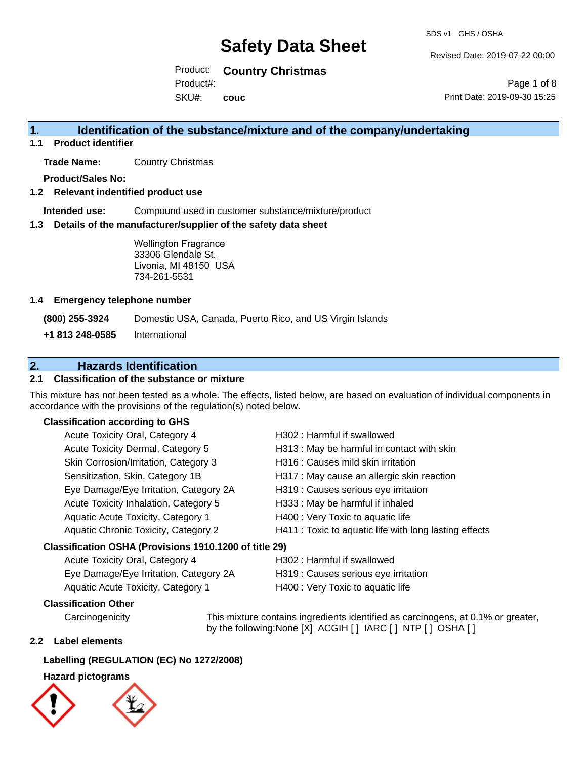# Safety Data Sheet

SDS v1 GHS / OSHA

Revised Date: 2019-07-22 00:00

Product: **Country Christmas**

Product#:

SKU#: **couc**

Print Date: 2019-09-30 15:25

## 1. Identification of the substance/mixture and of the company/undertaking

### 1.1 Product identifier

**Trade Name:** Country Christmas

**Product/Sales No:**

### 1.2 Relevant indentified product use

**Intended use:** Compound used in customer substance/mixture/product

### 1.3 Details of the manufacturer/supplier of the safety data sheet

Wellington Fragrance
33306 Glendale St.
Livonia, MI 48150 USA
734-261-5531

### 1.4 Emergency telephone number

**(800) 255-3924** Domestic USA, Canada, Puerto Rico, and US Virgin Islands

**+1 813 248-0585** International

## 2. Hazards Identification

### 2.1 Classification of the substance or mixture

This mixture has not been tested as a whole. The effects, listed below, are based on evaluation of individual components in accordance with the provisions of the regulation(s) noted below.

**Classification according to GHS**

| | |
|---|---|
| Acute Toxicity Oral, Category 4 | H302 : Harmful if swallowed |
| Acute Toxicity Dermal, Category 5 | H313 : May be harmful in contact with skin |
| Skin Corrosion/Irritation, Category 3 | H316 : Causes mild skin irritation |
| Sensitization, Skin, Category 1B | H317 : May cause an allergic skin reaction |
| Eye Damage/Eye Irritation, Category 2A | H319 : Causes serious eye irritation |
| Acute Toxicity Inhalation, Category 5 | H333 : May be harmful if inhaled |
| Aquatic Acute Toxicity, Category 1 | H400 : Very Toxic to aquatic life |
| Aquatic Chronic Toxicity, Category 2 | H411 : Toxic to aquatic life with long lasting effects |

**Classification OSHA (Provisions 1910.1200 of title 29)**

| | |
|---|---|
| Acute Toxicity Oral, Category 4 | H302 : Harmful if swallowed |
| Eye Damage/Eye Irritation, Category 2A | H319 : Causes serious eye irritation |
| Aquatic Acute Toxicity, Category 1 | H400 : Very Toxic to aquatic life |

**Classification Other**

Carcinogenicity — This mixture contains ingredients identified as carcinogens, at 0.1% or greater, by the following:None [X] ACGIH [ ] IARC [ ] NTP [ ] OSHA [ ]

### 2.2 Label elements

**Labelling (REGULATION (EC) No 1272/2008)**

**Hazard pictograms**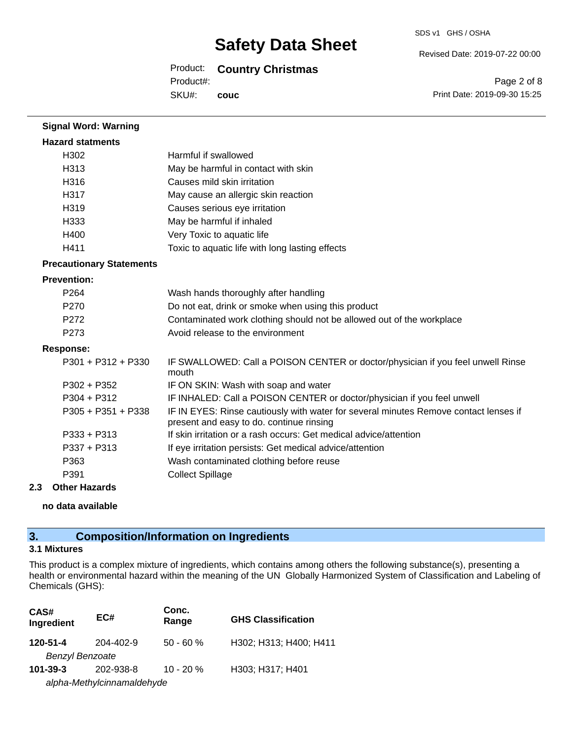**Signal Word: Warning**

**Hazard statments**

| | |
|---|---|
| H302 | Harmful if swallowed |
| H313 | May be harmful in contact with skin |
| H316 | Causes mild skin irritation |
| H317 | May cause an allergic skin reaction |
| H319 | Causes serious eye irritation |
| H333 | May be harmful if inhaled |
| H400 | Very Toxic to aquatic life |
| H411 | Toxic to aquatic life with long lasting effects |

**Precautionary Statements**

**Prevention:**

| | |
|---|---|
| P264 | Wash hands thoroughly after handling |
| P270 | Do not eat, drink or smoke when using this product |
| P272 | Contaminated work clothing should not be allowed out of the workplace |
| P273 | Avoid release to the environment |

**Response:**

| | |
|---|---|
| P301 + P312 + P330 | IF SWALLOWED: Call a POISON CENTER or doctor/physician if you feel unwell Rinse mouth |
| P302 + P352 | IF ON SKIN: Wash with soap and water |
| P304 + P312 | IF INHALED: Call a POISON CENTER or doctor/physician if you feel unwell |
| P305 + P351 + P338 | IF IN EYES: Rinse cautiously with water for several minutes Remove contact lenses if present and easy to do. continue rinsing |
| P333 + P313 | If skin irritation or a rash occurs: Get medical advice/attention |
| P337 + P313 | If eye irritation persists: Get medical advice/attention |
| P363 | Wash contaminated clothing before reuse |
| P391 | Collect Spillage |

**2.3 Other Hazards**

**no data available**

## 3. Composition/Information on Ingredients

### 3.1 Mixtures

This product is a complex mixture of ingredients, which contains among others the following substance(s), presenting a health or environmental hazard within the meaning of the UN Globally Harmonized System of Classification and Labeling of Chemicals (GHS):

| CAS# Ingredient | EC# | Conc. Range | GHS Classification |
|---|---|---|---|
| **120-51-4** | 204-402-9 | 50 - 60 % | H302; H313; H400; H411 |
| *Benzyl Benzoate* | | | |
| **101-39-3** | 202-938-8 | 10 - 20 % | H303; H317; H401 |
| *alpha-Methylcinnamaldehyde* | | | |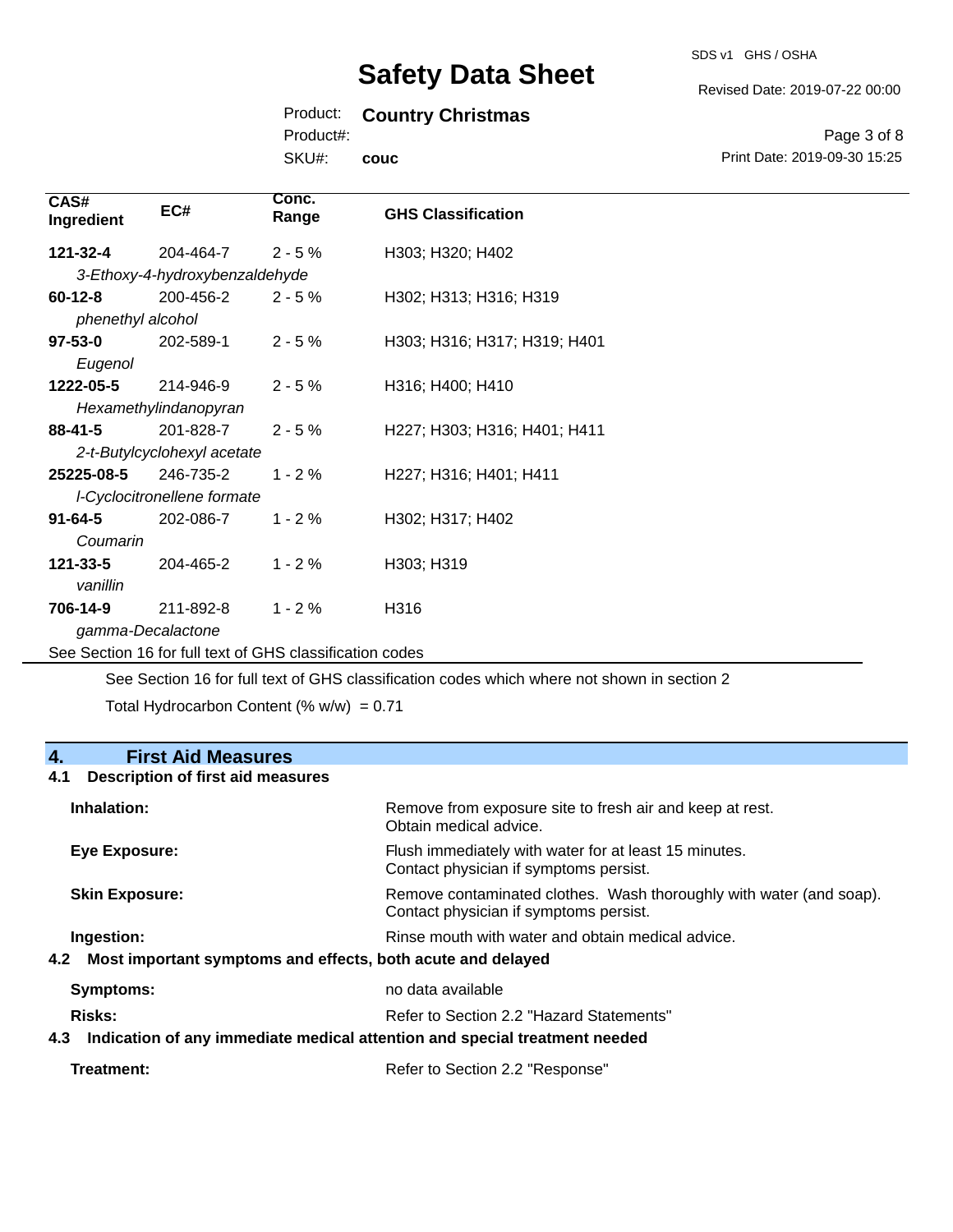| CAS# Ingredient | EC# | Conc. Range | GHS Classification |
|---|---|---|---|
| **121-32-4** | 204-464-7 | 2 - 5 % | H303; H320; H402 |
| *3-Ethoxy-4-hydroxybenzaldehyde* | | | |
| **60-12-8** | 200-456-2 | 2 - 5 % | H302; H313; H316; H319 |
| *phenethyl alcohol* | | | |
| **97-53-0** | 202-589-1 | 2 - 5 % | H303; H316; H317; H319; H401 |
| *Eugenol* | | | |
| **1222-05-5** | 214-946-9 | 2 - 5 % | H316; H400; H410 |
| *Hexamethylindanopyran* | | | |
| **88-41-5** | 201-828-7 | 2 - 5 % | H227; H303; H316; H401; H411 |
| *2-t-Butylcyclohexyl acetate* | | | |
| **25225-08-5** | 246-735-2 | 1 - 2 % | H227; H316; H401; H411 |
| *l-Cyclocitronellene formate* | | | |
| **91-64-5** | 202-086-7 | 1 - 2 % | H302; H317; H402 |
| *Coumarin* | | | |
| **121-33-5** | 204-465-2 | 1 - 2 % | H303; H319 |
| *vanillin* | | | |
| **706-14-9** | 211-892-8 | 1 - 2 % | H316 |
| *gamma-Decalactone* | | | |

See Section 16 for full text of GHS classification codes

See Section 16 for full text of GHS classification codes which where not shown in section 2

Total Hydrocarbon Content (% w/w) = 0.71

## 4. First Aid Measures

### 4.1 Description of first aid measures

**Inhalation:** Remove from exposure site to fresh air and keep at rest. Obtain medical advice.

**Eye Exposure:** Flush immediately with water for at least 15 minutes. Contact physician if symptoms persist.

**Skin Exposure:** Remove contaminated clothes. Wash thoroughly with water (and soap). Contact physician if symptoms persist.

**Ingestion:** Rinse mouth with water and obtain medical advice.

### 4.2 Most important symptoms and effects, both acute and delayed

**Symptoms:** no data available

**Risks:** Refer to Section 2.2 "Hazard Statements"

### 4.3 Indication of any immediate medical attention and special treatment needed

**Treatment:** Refer to Section 2.2 "Response"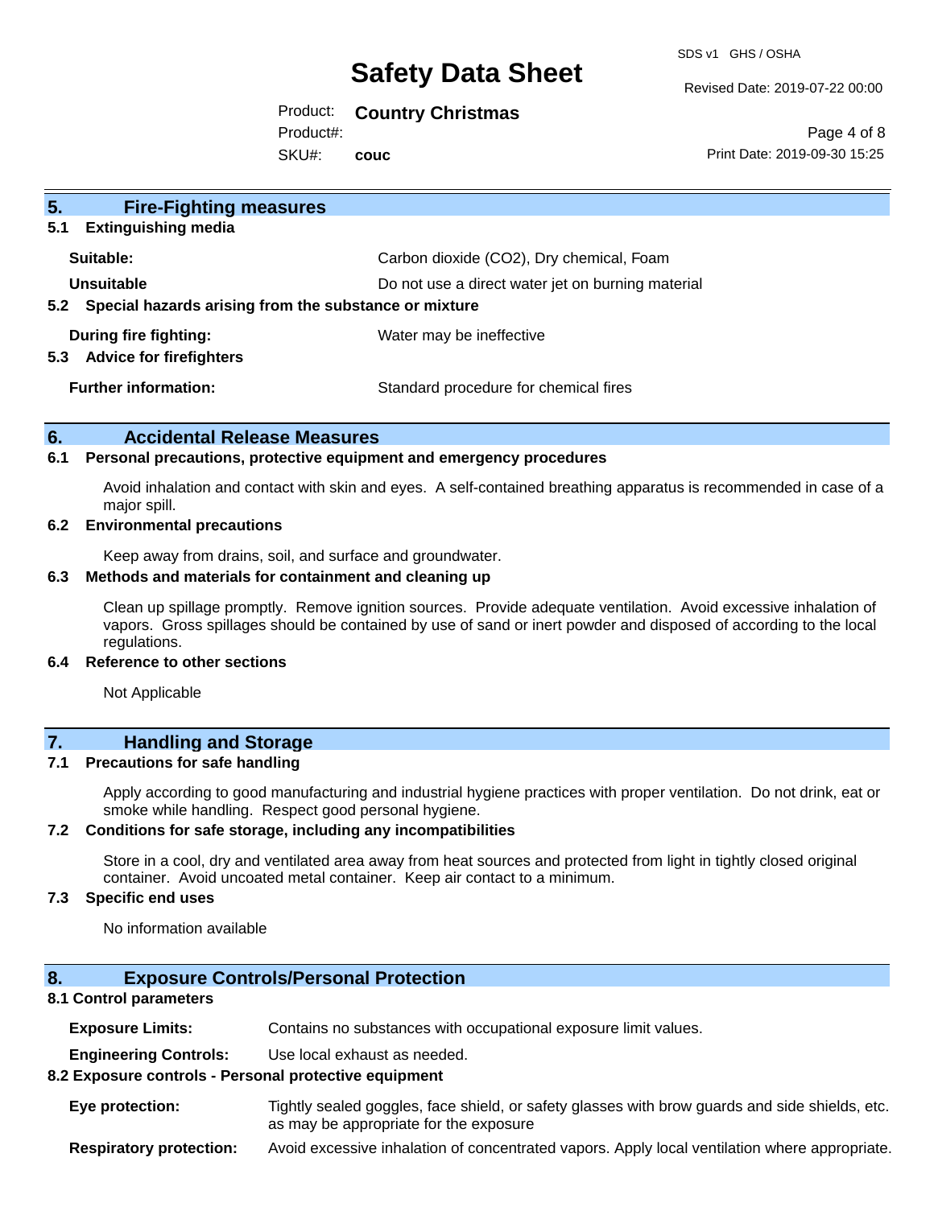## 5. Fire-Fighting measures

### 5.1 Extinguishing media

| | |
|---|---|
| **Suitable:** | Carbon dioxide ($CO_2$), Dry chemical, Foam |
| **Unsuitable** | Do not use a direct water jet on burning material |

### 5.2 Special hazards arising from the substance or mixture

| | |
|---|---|
| **During fire fighting:** | Water may be ineffective |

### 5.3 Advice for firefighters

| | |
|---|---|
| **Further information:** | Standard procedure for chemical fires |

## 6. Accidental Release Measures

### 6.1 Personal precautions, protective equipment and emergency procedures

Avoid inhalation and contact with skin and eyes. A self-contained breathing apparatus is recommended in case of a major spill.

### 6.2 Environmental precautions

Keep away from drains, soil, and surface and groundwater.

### 6.3 Methods and materials for containment and cleaning up

Clean up spillage promptly. Remove ignition sources. Provide adequate ventilation. Avoid excessive inhalation of vapors. Gross spillages should be contained by use of sand or inert powder and disposed of according to the local regulations.

### 6.4 Reference to other sections

Not Applicable

## 7. Handling and Storage

### 7.1 Precautions for safe handling

Apply according to good manufacturing and industrial hygiene practices with proper ventilation. Do not drink, eat or smoke while handling. Respect good personal hygiene.

### 7.2 Conditions for safe storage, including any incompatibilities

Store in a cool, dry and ventilated area away from heat sources and protected from light in tightly closed original container. Avoid uncoated metal container. Keep air contact to a minimum.

### 7.3 Specific end uses

No information available

## 8. Exposure Controls/Personal Protection

### 8.1 Control parameters

| | |
|---|---|
| **Exposure Limits:** | Contains no substances with occupational exposure limit values. |
| **Engineering Controls:** | Use local exhaust as needed. |

### 8.2 Exposure controls - Personal protective equipment

| | |
|---|---|
| **Eye protection:** | Tightly sealed goggles, face shield, or safety glasses with brow guards and side shields, etc. as may be appropriate for the exposure |
| **Respiratory protection:** | Avoid excessive inhalation of concentrated vapors. Apply local ventilation where appropriate. |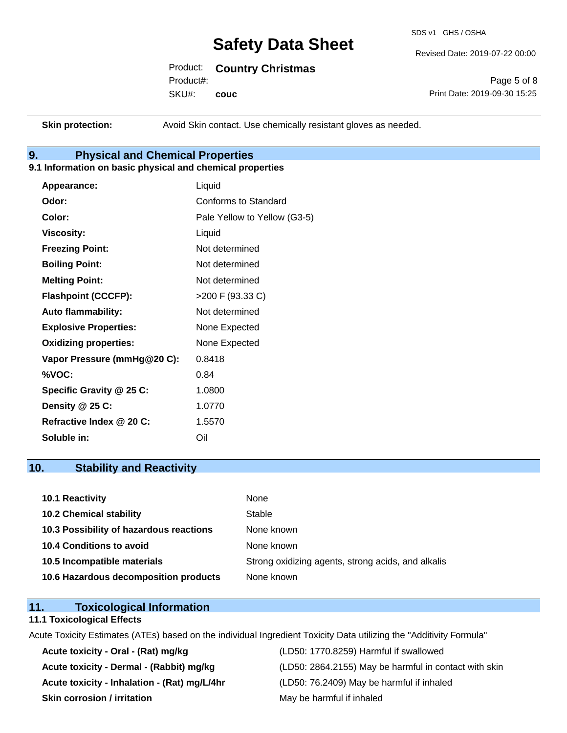| | |
|---|---|
| **Skin protection:** | Avoid Skin contact. Use chemically resistant gloves as needed. |

## 9. Physical and Chemical Properties

### 9.1 Information on basic physical and chemical properties

| | |
|---|---|
| **Appearance:** | Liquid |
| **Odor:** | Conforms to Standard |
| **Color:** | Pale Yellow to Yellow (G3-5) |
| **Viscosity:** | Liquid |
| **Freezing Point:** | Not determined |
| **Boiling Point:** | Not determined |
| **Melting Point:** | Not determined |
| **Flashpoint (CCCFP):** | >200 F (93.33 C) |
| **Auto flammability:** | Not determined |
| **Explosive Properties:** | None Expected |
| **Oxidizing properties:** | None Expected |
| **Vapor Pressure (mmHg@20 C):** | 0.8418 |
| **%VOC:** | 0.84 |
| **Specific Gravity @ 25 C:** | 1.0800 |
| **Density @ 25 C:** | 1.0770 |
| **Refractive Index @ 20 C:** | 1.5570 |
| **Soluble in:** | Oil |

## 10. Stability and Reactivity

| | |
|---|---|
| **10.1 Reactivity** | None |
| **10.2 Chemical stability** | Stable |
| **10.3 Possibility of hazardous reactions** | None known |
| **10.4 Conditions to avoid** | None known |
| **10.5 Incompatible materials** | Strong oxidizing agents, strong acids, and alkalis |
| **10.6 Hazardous decomposition products** | None known |

## 11. Toxicological Information

### 11.1 Toxicological Effects

Acute Toxicity Estimates (ATEs) based on the individual Ingredient Toxicity Data utilizing the "Additivity Formula"

| | |
|---|---|
| **Acute toxicity - Oral - (Rat) mg/kg** | (LD50: 1770.8259) Harmful if swallowed |
| **Acute toxicity - Dermal - (Rabbit) mg/kg** | (LD50: 2864.2155) May be harmful in contact with skin |
| **Acute toxicity - Inhalation - (Rat) mg/L/4hr** | (LD50: 76.2409) May be harmful if inhaled |
| **Skin corrosion / irritation** | May be harmful if inhaled |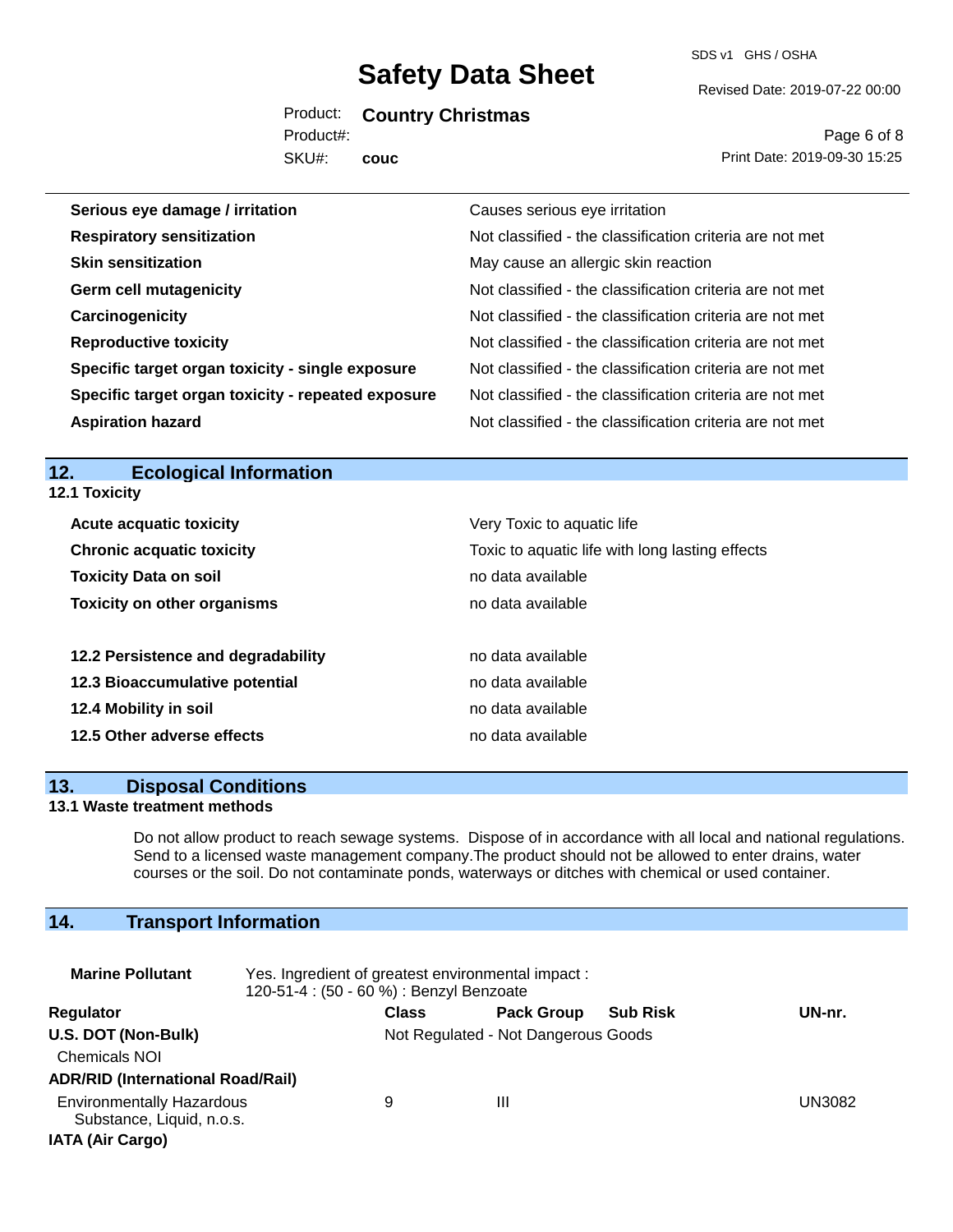| | |
|---|---|
| **Serious eye damage / irritation** | Causes serious eye irritation |
| **Respiratory sensitization** | Not classified - the classification criteria are not met |
| **Skin sensitization** | May cause an allergic skin reaction |
| **Germ cell mutagenicity** | Not classified - the classification criteria are not met |
| **Carcinogenicity** | Not classified - the classification criteria are not met |
| **Reproductive toxicity** | Not classified - the classification criteria are not met |
| **Specific target organ toxicity - single exposure** | Not classified - the classification criteria are not met |
| **Specific target organ toxicity - repeated exposure** | Not classified - the classification criteria are not met |
| **Aspiration hazard** | Not classified - the classification criteria are not met |

## 12. Ecological Information

### 12.1 Toxicity

| | |
|---|---|
| **Acute acquatic toxicity** | Very Toxic to aquatic life |
| **Chronic acquatic toxicity** | Toxic to aquatic life with long lasting effects |
| **Toxicity Data on soil** | no data available |
| **Toxicity on other organisms** | no data available |

| | |
|---|---|
| **12.2 Persistence and degradability** | no data available |
| **12.3 Bioaccumulative potential** | no data available |
| **12.4 Mobility in soil** | no data available |
| **12.5 Other adverse effects** | no data available |

## 13. Disposal Conditions

### 13.1 Waste treatment methods

Do not allow product to reach sewage systems. Dispose of in accordance with all local and national regulations. Send to a licensed waste management company.The product should not be allowed to enter drains, water courses or the soil. Do not contaminate ponds, waterways or ditches with chemical or used container.

## 14. Transport Information

**Marine Pollutant** Yes. Ingredient of greatest environmental impact : 120-51-4 : (50 - 60 %) : Benzyl Benzoate

| Regulator | Class | Pack Group | Sub Risk | UN-nr. |
|---|---|---|---|---|
| **U.S. DOT (Non-Bulk)** | Not Regulated - Not Dangerous Goods | | | |
| Chemicals NOI | | | | |
| **ADR/RID (International Road/Rail)** | | | | |
| Environmentally Hazardous Substance, Liquid, n.o.s. | 9 | III | | UN3082 |
| **IATA (Air Cargo)** | | | | |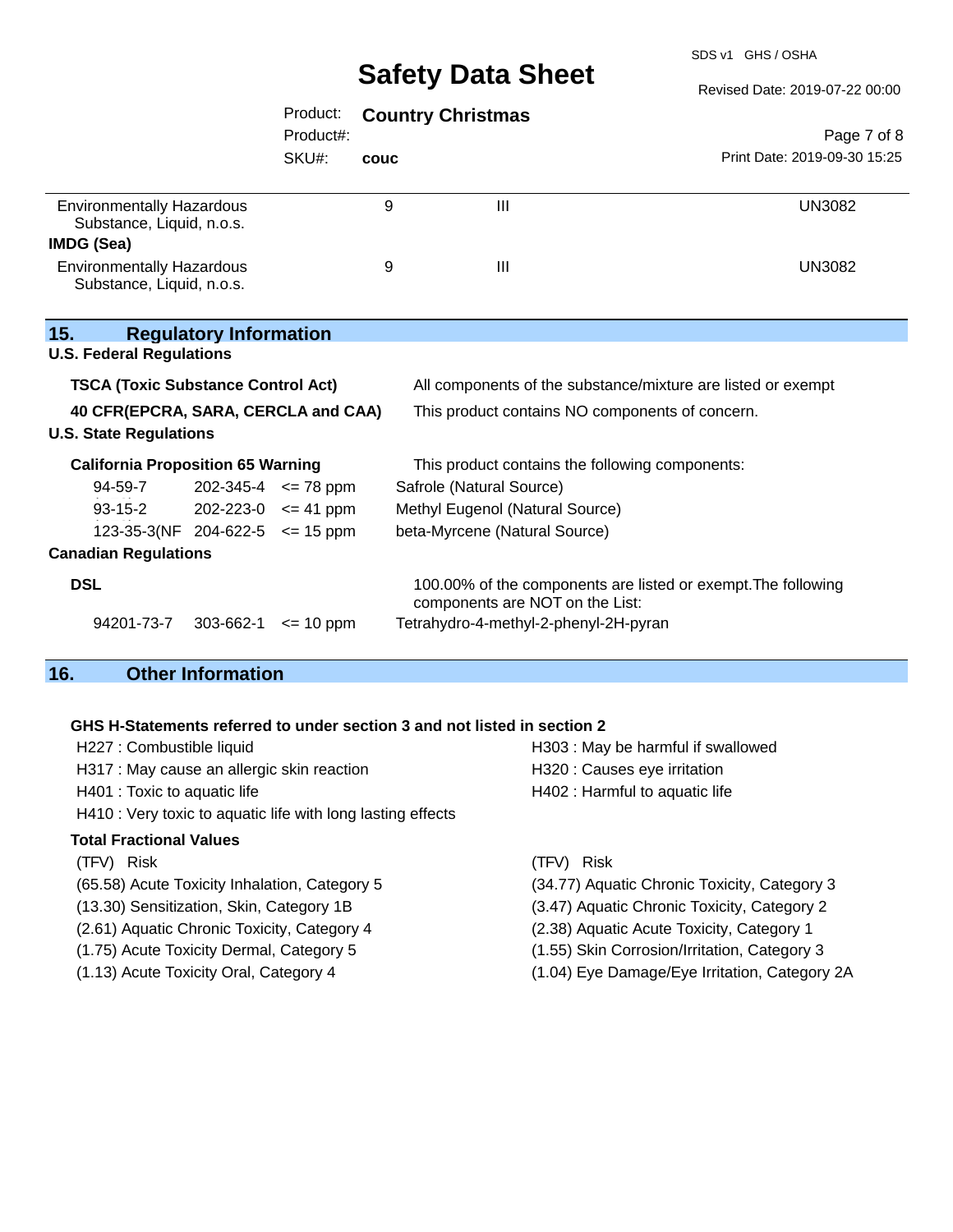| | | | |
|---|---|---|---|
| Environmentally Hazardous Substance, Liquid, n.o.s. | 9 | III | UN3082 |

**IMDG (Sea)**

| | | | |
|---|---|---|---|
| Environmentally Hazardous Substance, Liquid, n.o.s. | 9 | III | UN3082 |

## 15. Regulatory Information

### U.S. Federal Regulations

| | |
|---|---|
| **TSCA (Toxic Substance Control Act)** | All components of the substance/mixture are listed or exempt |
| **40 CFR(EPCRA, SARA, CERCLA and CAA)** | This product contains NO components of concern. |

### U.S. State Regulations

**California Proposition 65 Warning** — This product contains the following components:

| | | | |
|---|---|---|---|
| 94-59-7 | 202-345-4 | <= 78 ppm | Safrole (Natural Source) |
| 93-15-2 | 202-223-0 | <= 41 ppm | Methyl Eugenol (Natural Source) |
| 123-35-3(NF | 204-622-5 | <= 15 ppm | beta-Myrcene (Natural Source) |

### Canadian Regulations

**DSL** — 100.00% of the components are listed or exempt.The following components are NOT on the List:

| | | | |
|---|---|---|---|
| 94201-73-7 | 303-662-1 | <= 10 ppm | Tetrahydro-4-methyl-2-phenyl-2H-pyran |

## 16. Other Information

**GHS H-Statements referred to under section 3 and not listed in section 2**

H227 : Combustible liquid
H303 : May be harmful if swallowed
H317 : May cause an allergic skin reaction
H320 : Causes eye irritation
H401 : Toxic to aquatic life
H402 : Harmful to aquatic life
H410 : Very toxic to aquatic life with long lasting effects

**Total Fractional Values**

| (TFV) | Risk | (TFV) | Risk |
|---|---|---|---|
| (65.58) | Acute Toxicity Inhalation, Category 5 | (34.77) | Aquatic Chronic Toxicity, Category 3 |
| (13.30) | Sensitization, Skin, Category 1B | (3.47) | Aquatic Chronic Toxicity, Category 2 |
| (2.61) | Aquatic Chronic Toxicity, Category 4 | (2.38) | Aquatic Acute Toxicity, Category 1 |
| (1.75) | Acute Toxicity Dermal, Category 5 | (1.55) | Skin Corrosion/Irritation, Category 3 |
| (1.13) | Acute Toxicity Oral, Category 4 | (1.04) | Eye Damage/Eye Irritation, Category 2A |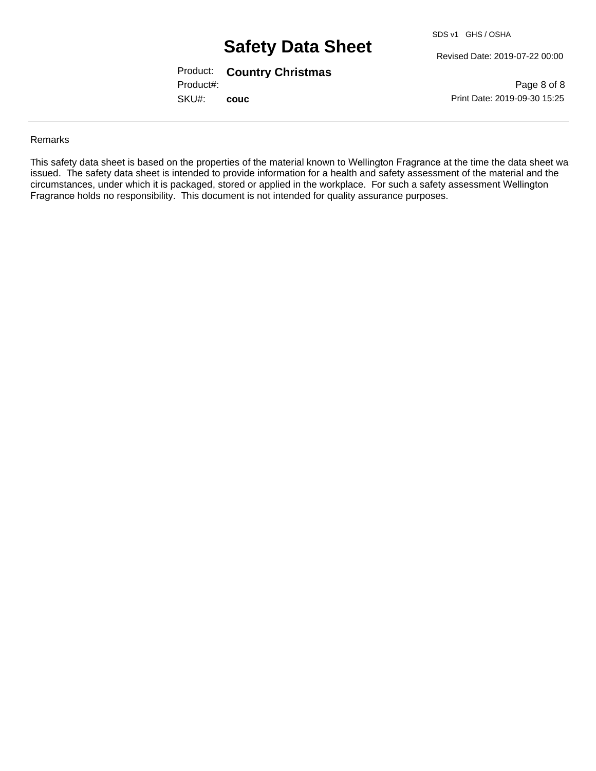## Remarks

This safety data sheet is based on the properties of the material known to Wellington Fragrance at the time the data sheet was issued. The safety data sheet is intended to provide information for a health and safety assessment of the material and the circumstances, under which it is packaged, stored or applied in the workplace. For such a safety assessment Wellington Fragrance holds no responsibility. This document is not intended for quality assurance purposes.